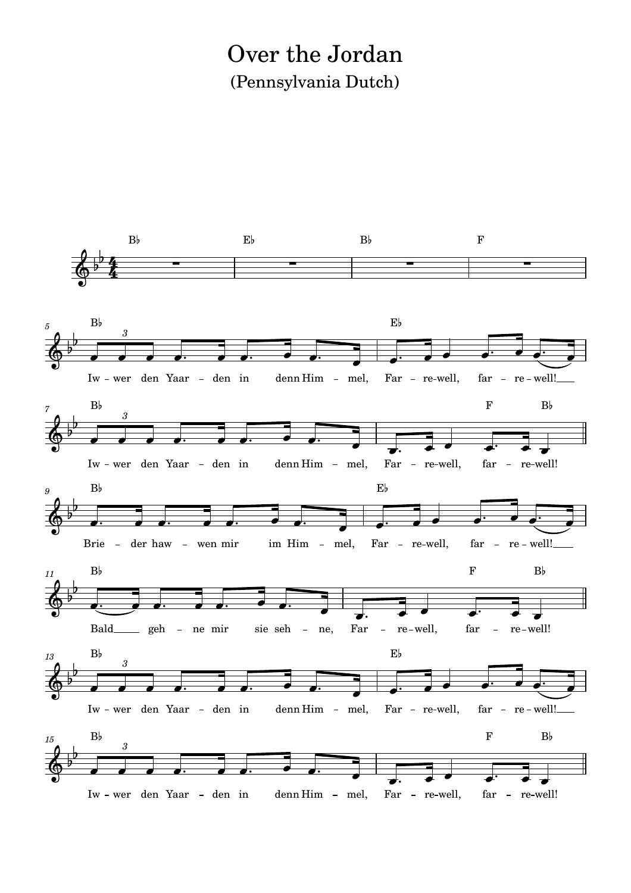# Over the Jordan

## (Pennsylvania Dutch)

Iw – wer den Yaar – den in denn Him – mel, Far – re-well, far – re-well!

Iw – wer den Yaar – den in denn Him – mel, Far – re-well, far – re-well!

Brie – der haw – wen mir im Him – mel, Far – re-well, far – re-well!

Bald geh – ne mir sie seh – ne, Far – re-well, far – re-well!

Iw – wer den Yaar – den in denn Him – mel, Far – re-well, far – re-well!

Iw – wer den Yaar – den in denn Him – mel, Far – re-well, far – re-well!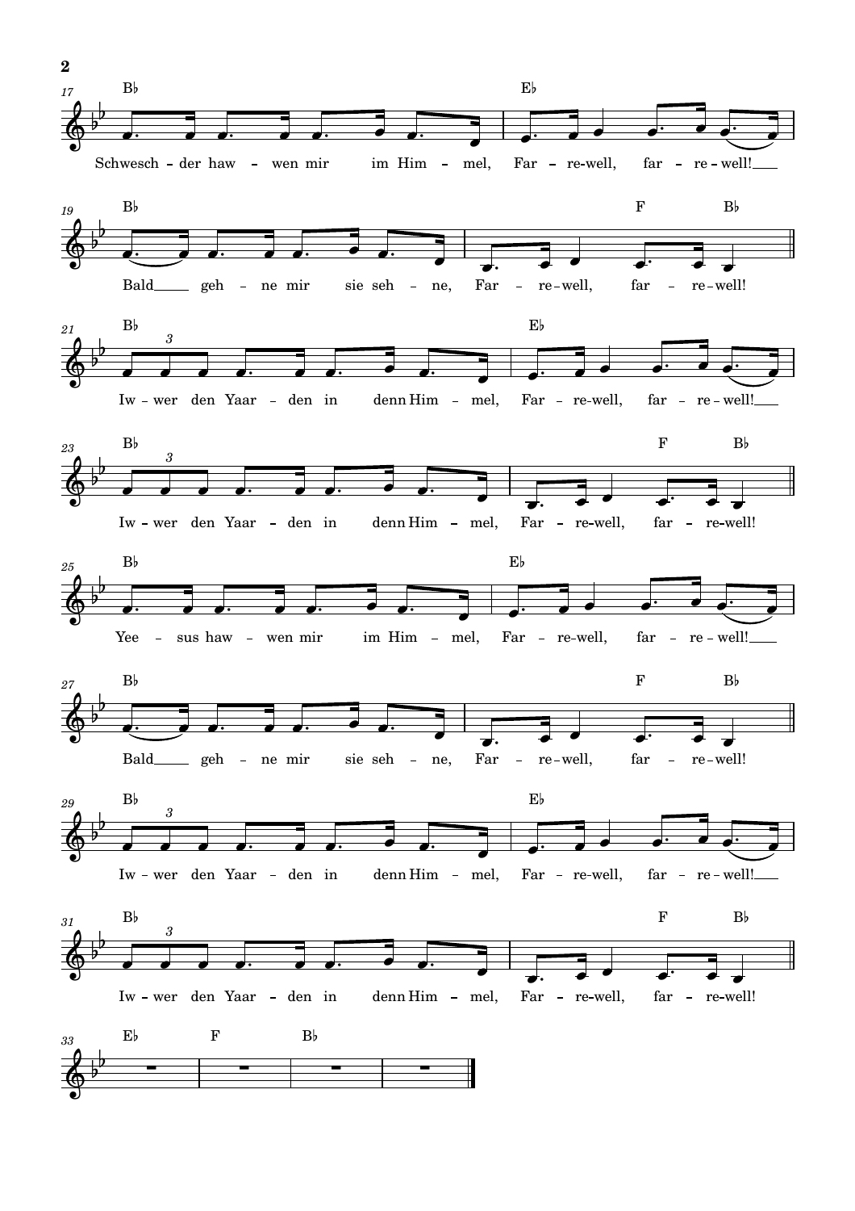Schwesch-der haw-wen mir im Him-mel, Far-re-well, far-re-well!
Bald geh-ne mir sie seh-ne, Far-re-well, far-re-well!

Iw-wer den Yaar-den in denn Him-mel, Far-re-well, far-re-well!
Iw-wer den Yaar-den in denn Him-mel, Far-re-well, far-re-well!

Yee-sus haw-wen mir im Him-mel, Far-re-well, far-re-well!
Bald geh-ne mir sie seh-ne, Far-re-well, far-re-well!

Iw-wer den Yaar-den in denn Him-mel, Far-re-well, far-re-well!
Iw-wer den Yaar-den in denn Him-mel, Far-re-well, far-re-well!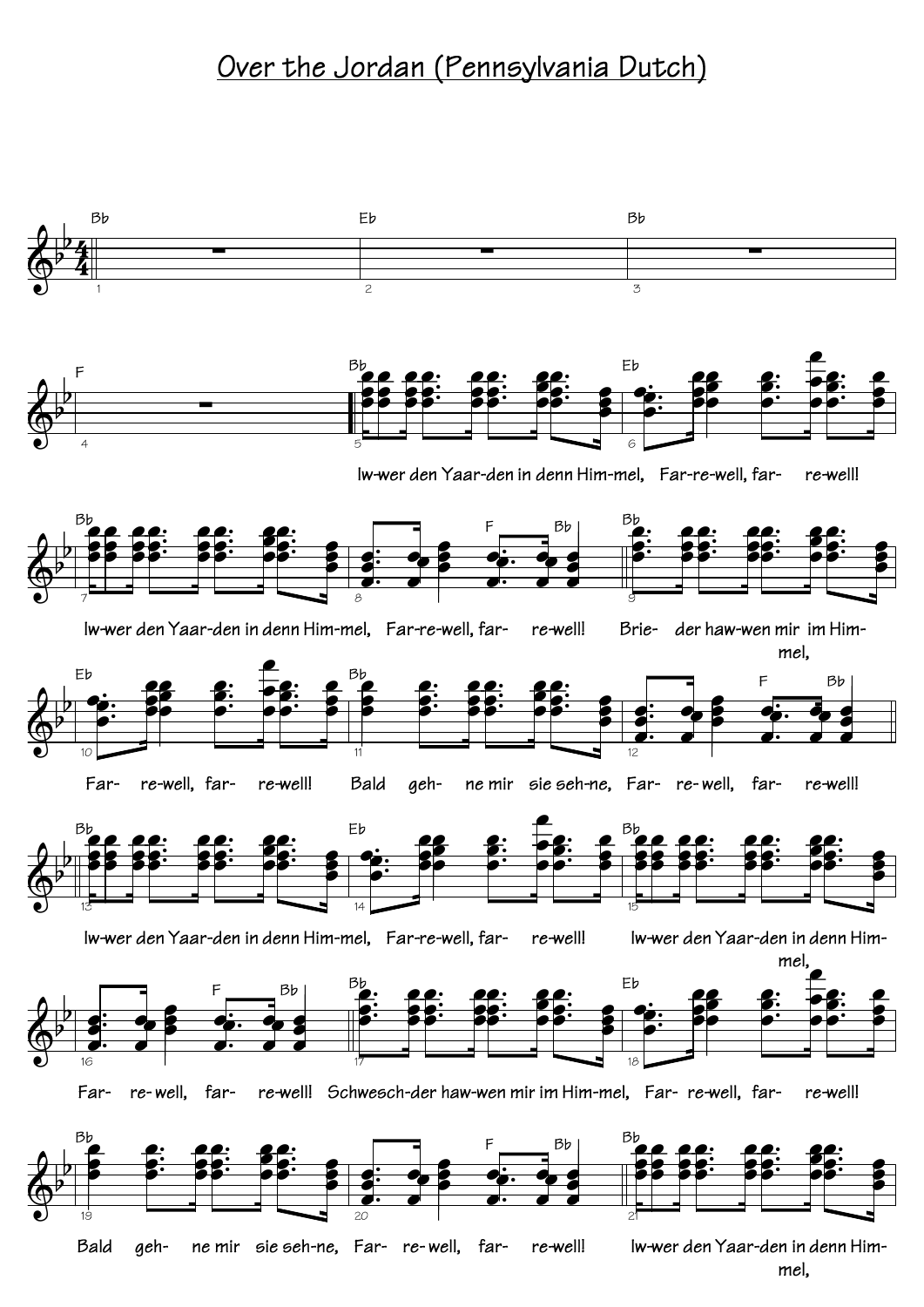# Over the Jordan (Pennsylvania Dutch)

Iw-wer den Yaar-den in denn Him-mel, Far-re-well, far- re-well!

Iw-wer den Yaar-den in denn Him-mel, Far-re-well, far- re-well! Brie- der haw-wen mir im Him-mel,

Far- re-well, far- re-well! Bald geh- ne mir sie seh-ne, Far- re- well, far- re-well!

Iw-wer den Yaar-den in denn Him-mel, Far-re-well, far- re-well! Iw-wer den Yaar-den in denn Him-mel,

Far- re- well, far- re-well! Schwesch-der haw-wen mir im Him-mel, Far- re-well, far- re-well!

Bald geh- ne mir sie seh-ne, Far- re- well, far- re-well! Iw-wer den Yaar-den in denn Him-mel,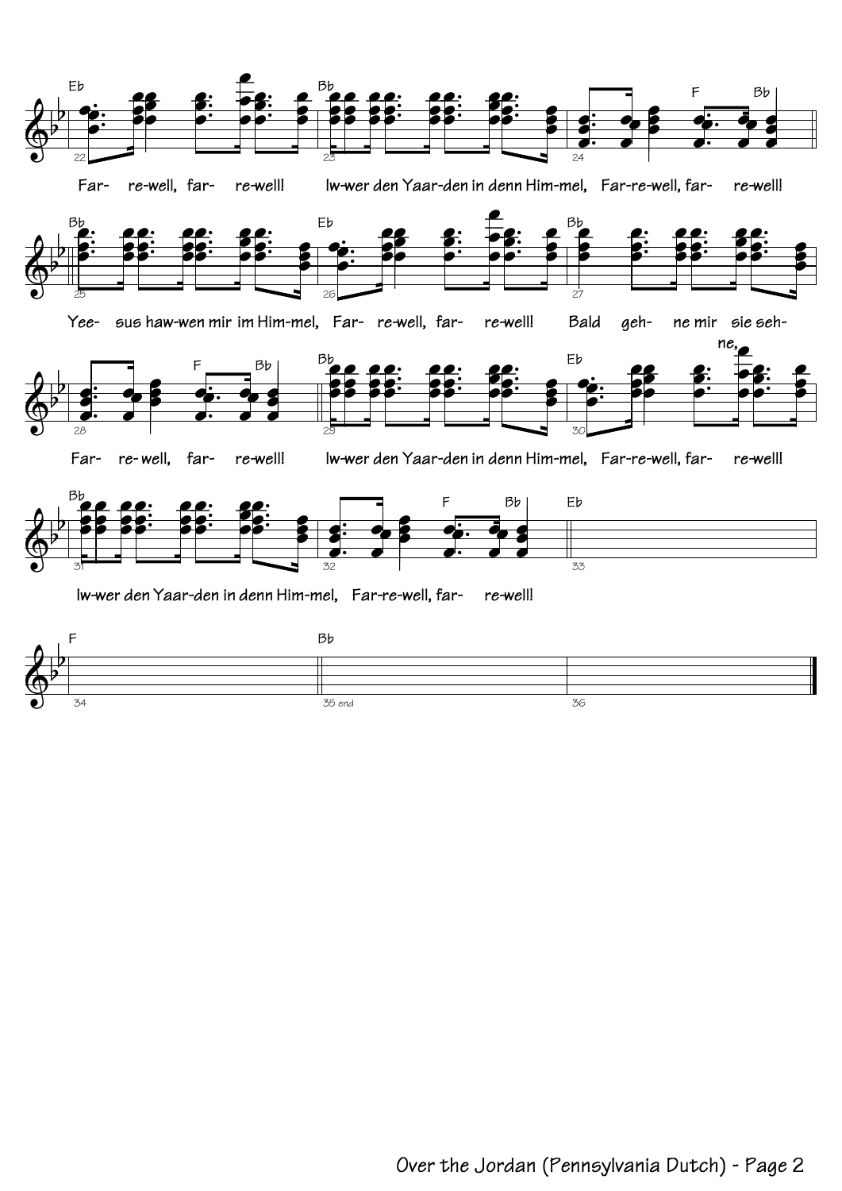Eb | Bb | F | Bb

Far- re-well, far- re-well! Iw-wer den Yaar-den in denn Him-mel, Far-re-well, far- re-well!

Bb | Eb | Bb

Yee- sus haw-wen mir im Him-mel, Far- re-well, far- re-well! Bald geh- ne mir sie seh- ne,

F | Bb | Bb | Eb

Far- re-well, far- re-well! Iw-wer den Yaar-den in denn Him-mel, Far-re-well, far- re-well!

Bb | F | Bb | Eb

Iw-wer den Yaar-den in denn Him-mel, Far-re-well, far- re-well!

F | Bb

35 end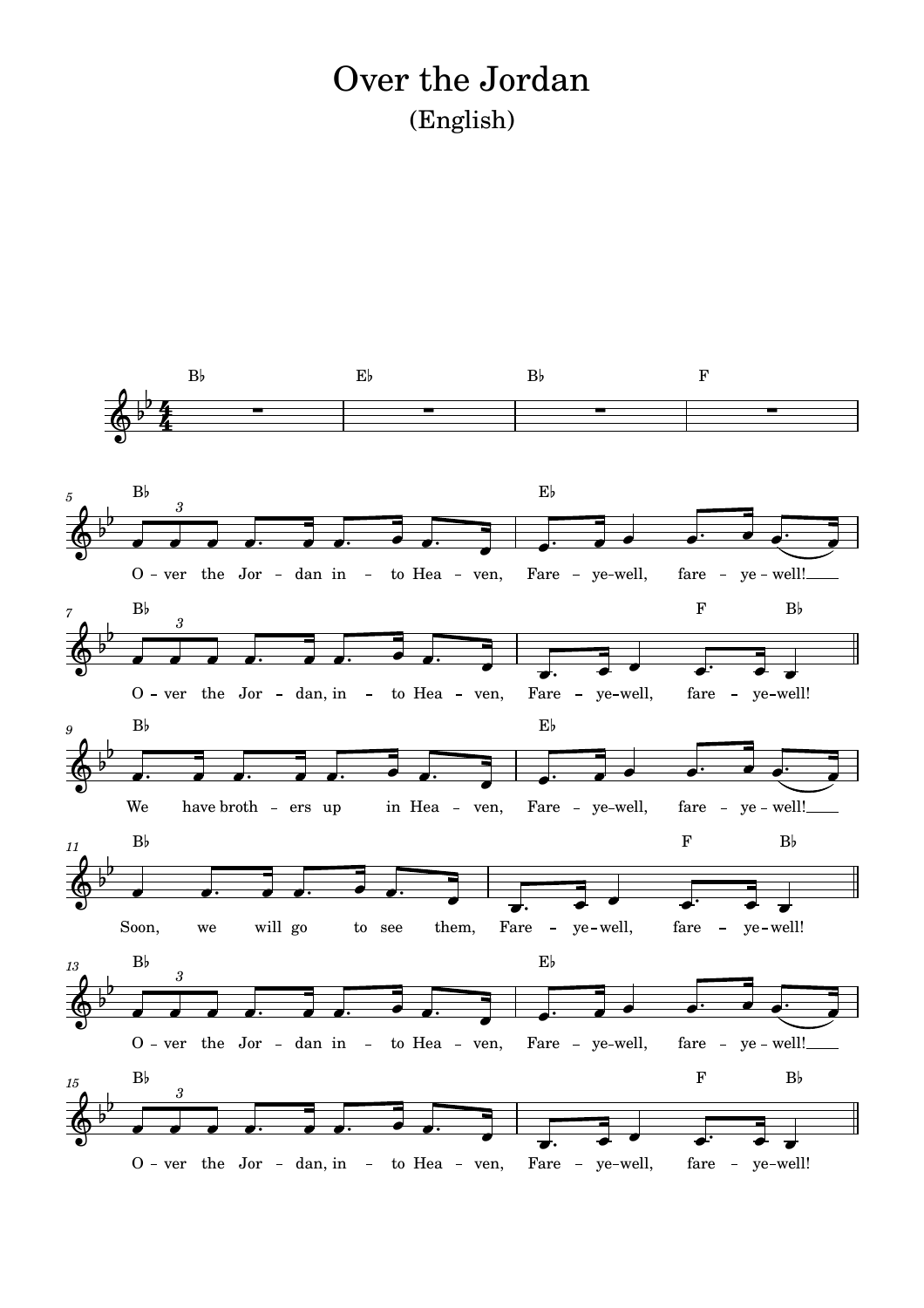# Over the Jordan

## (English)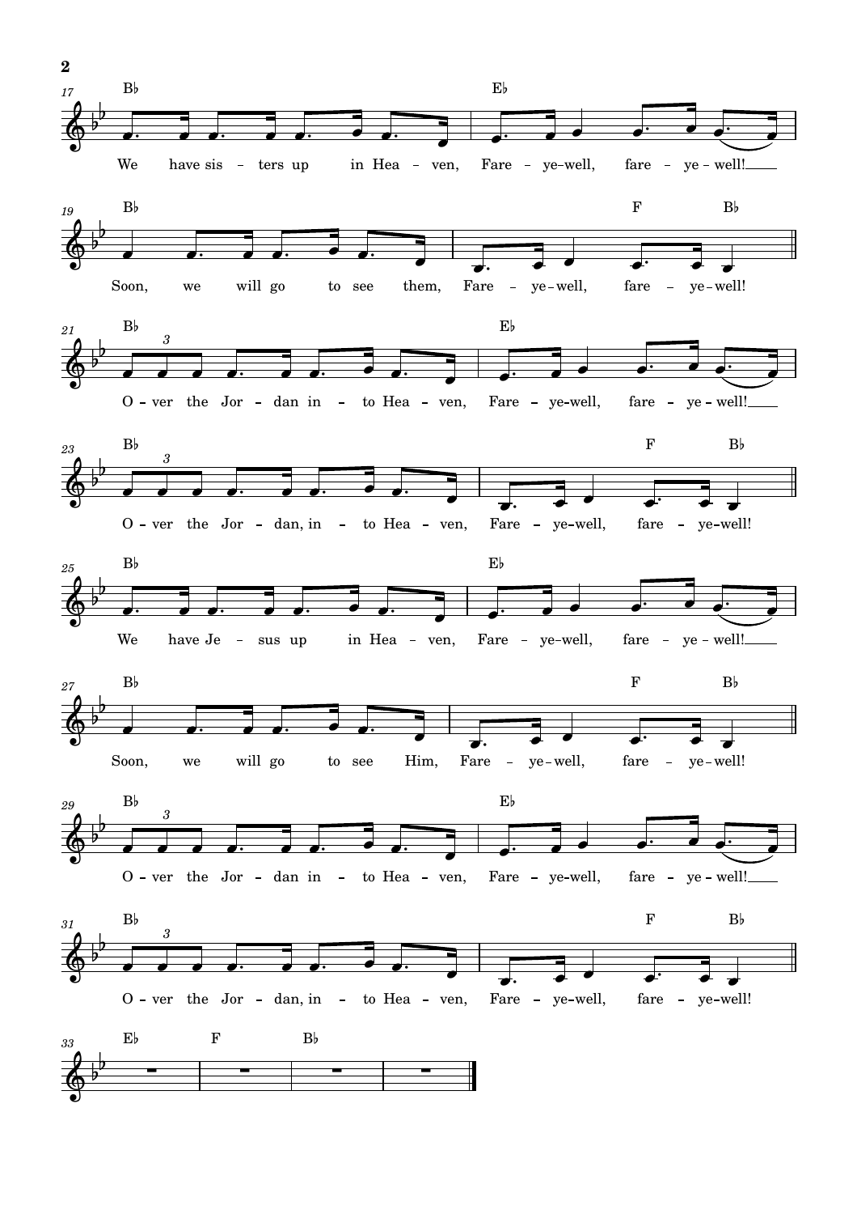We have sisters up in Heaven, Fare-ye-well, fare-ye-well!
Soon, we will go to see them, Fare-ye-well, fare-ye-well!

O-ver the Jordan into Heaven, Fare-ye-well, fare-ye-well!
O-ver the Jordan, into Heaven, Fare-ye-well, fare-ye-well!

We have Jesus up in Heaven, Fare-ye-well, fare-ye-well!
Soon, we will go to see Him, Fare-ye-well, fare-ye-well!

O-ver the Jordan into Heaven, Fare-ye-well, fare-ye-well!
O-ver the Jordan, into Heaven, Fare-ye-well, fare-ye-well!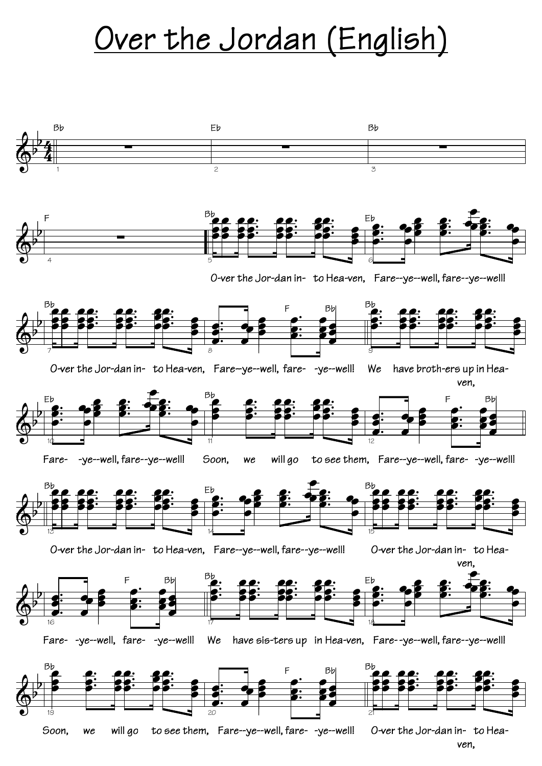# Over the Jordan (English)

Bb | Eb | Bb | F

Bb | Eb
O-ver the Jor-dan in- to Hea-ven, Fare--ye--well, fare--ye--well!

Bb | F Bb | Bb
O-ver the Jor-dan in- to Hea-ven, Fare--ye--well, fare- -ye--well! We have broth-ers up in Hea-ven,

Eb | Bb | F Bb
Fare- -ye--well, fare--ye--well! Soon, we will go to see them, Fare--ye--well, fare- -ye--well!

Bb | Eb | Bb
O-ver the Jor-dan in- to Hea-ven, Fare--ye--well, fare--ye--well! O-ver the Jor-dan in- to Hea-ven,

F Bb | Bb | Eb
Fare- -ye--well, fare- -ye--well! We have sis-ters up in Hea-ven, Fare--ye--well, fare--ye--well!

Bb | F Bb | Bb
Soon, we will go to see them, Fare--ye--well, fare- -ye--well! O-ver the Jor-dan in- to Hea-ven,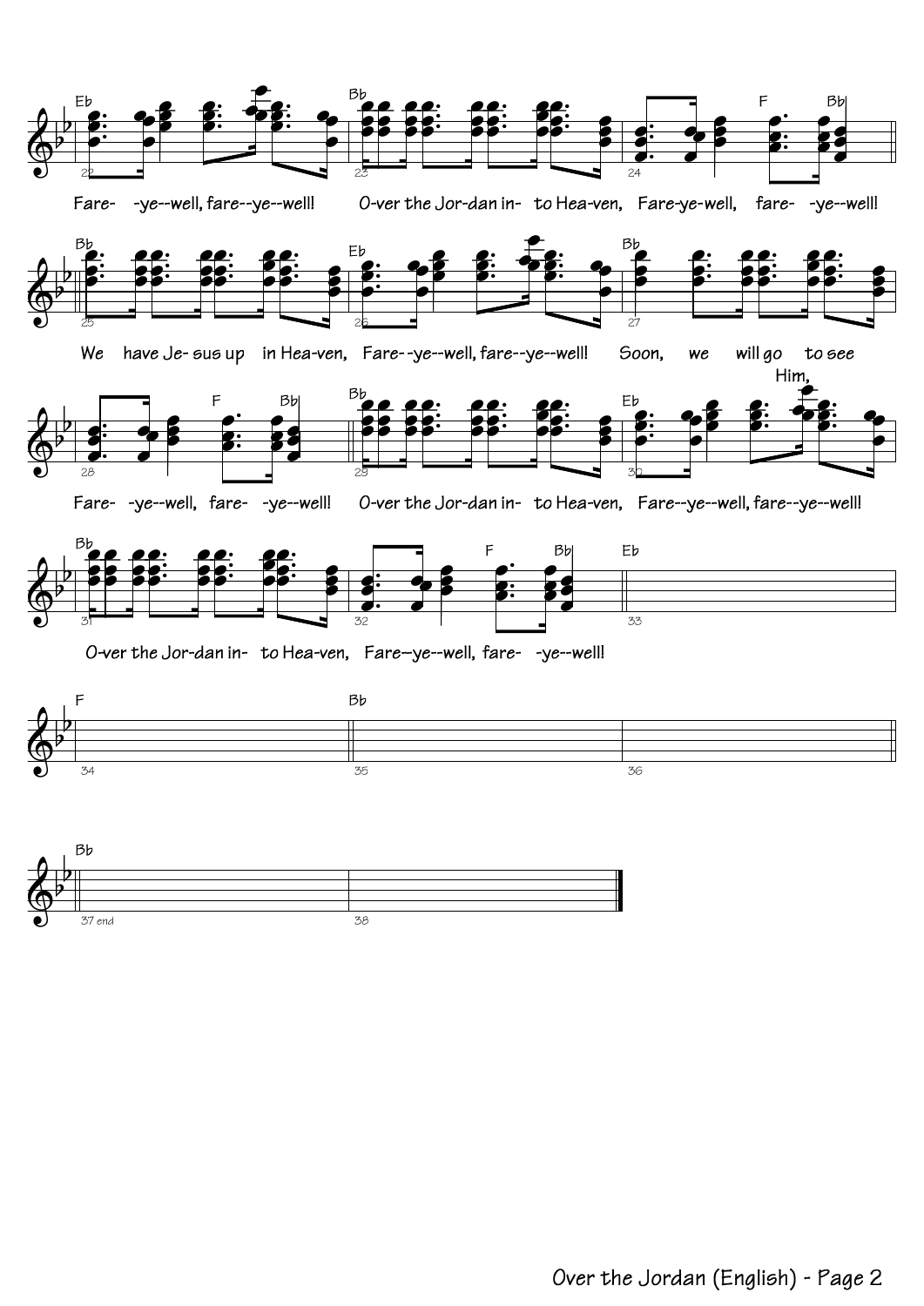Eb Bb F Bb

Fare- -ye--well, fare--ye--well! O-ver the Jor-dan in- to Hea-ven, Fare-ye-well, fare- -ye--well!

Bb Eb Bb

We have Je- sus up in Hea-ven, Fare- -ye--well, fare--ye--well! Soon, we will go to see Him,

F Bb Bb Eb

Fare- -ye--well, fare- -ye--well! O-ver the Jor-dan in- to Hea-ven, Fare--ye--well, fare--ye--well!

Bb F Bb Eb

O-ver the Jor-dan in- to Hea-ven, Fare--ye--well, fare- -ye--well!

F Bb

Bb

37 end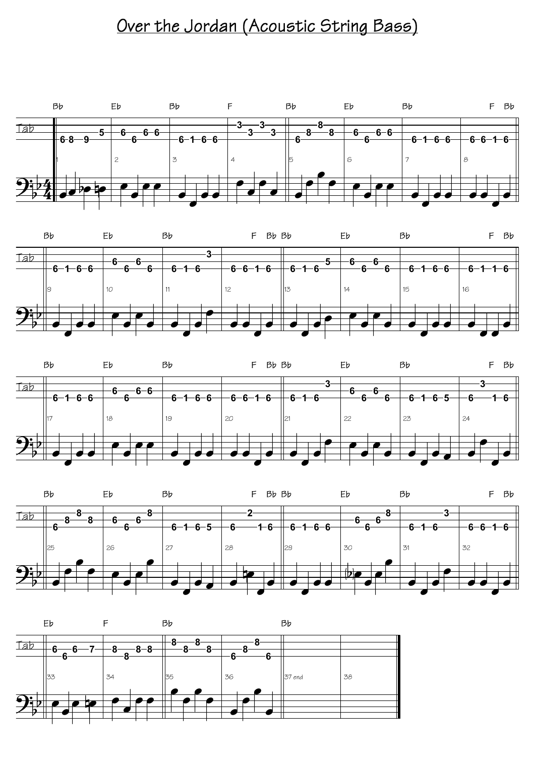# Over the Jordan (Acoustic String Bass)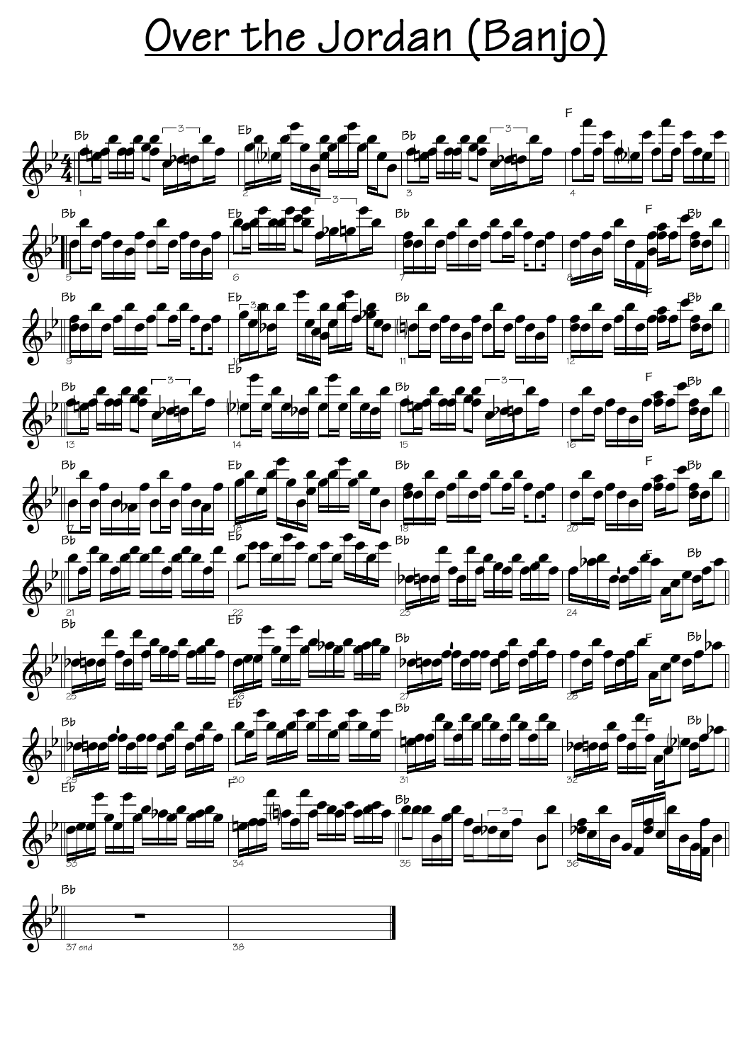# Over the Jordan (Banjo)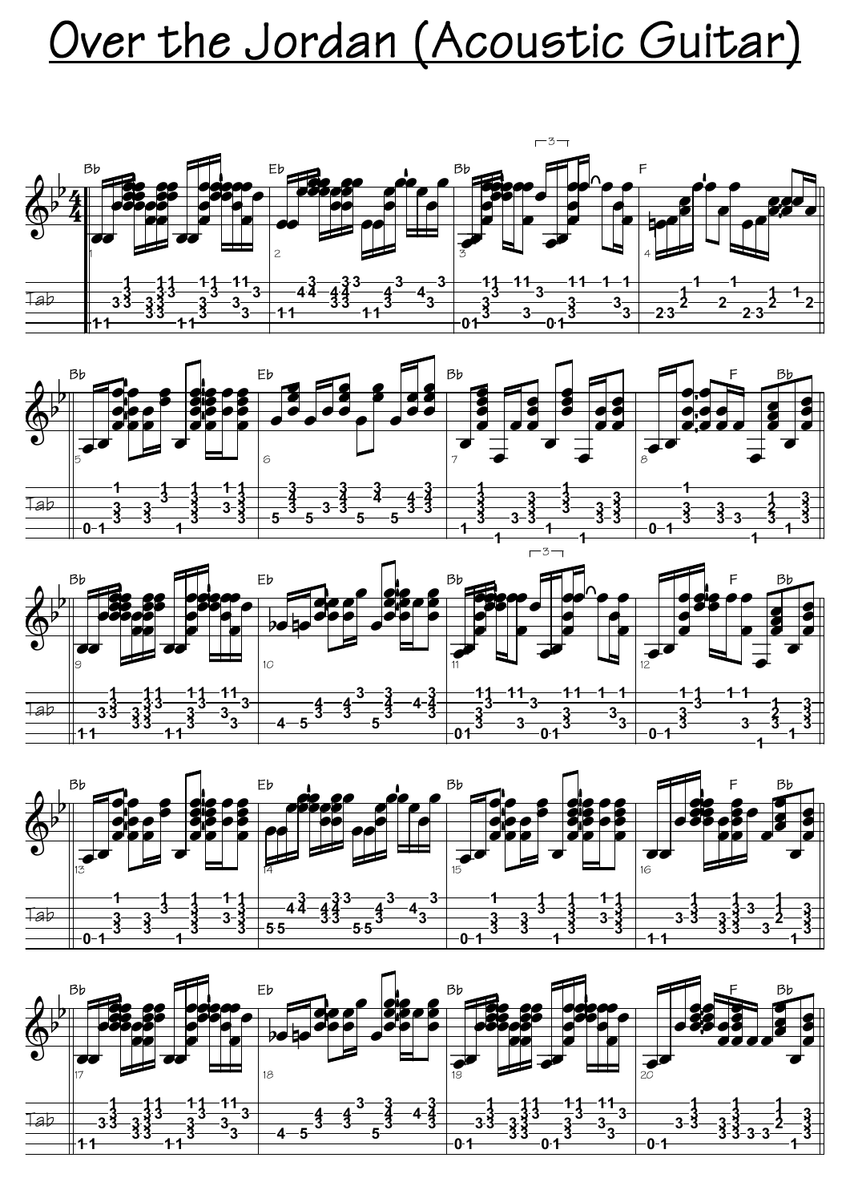# Over the Jordan (Acoustic Guitar)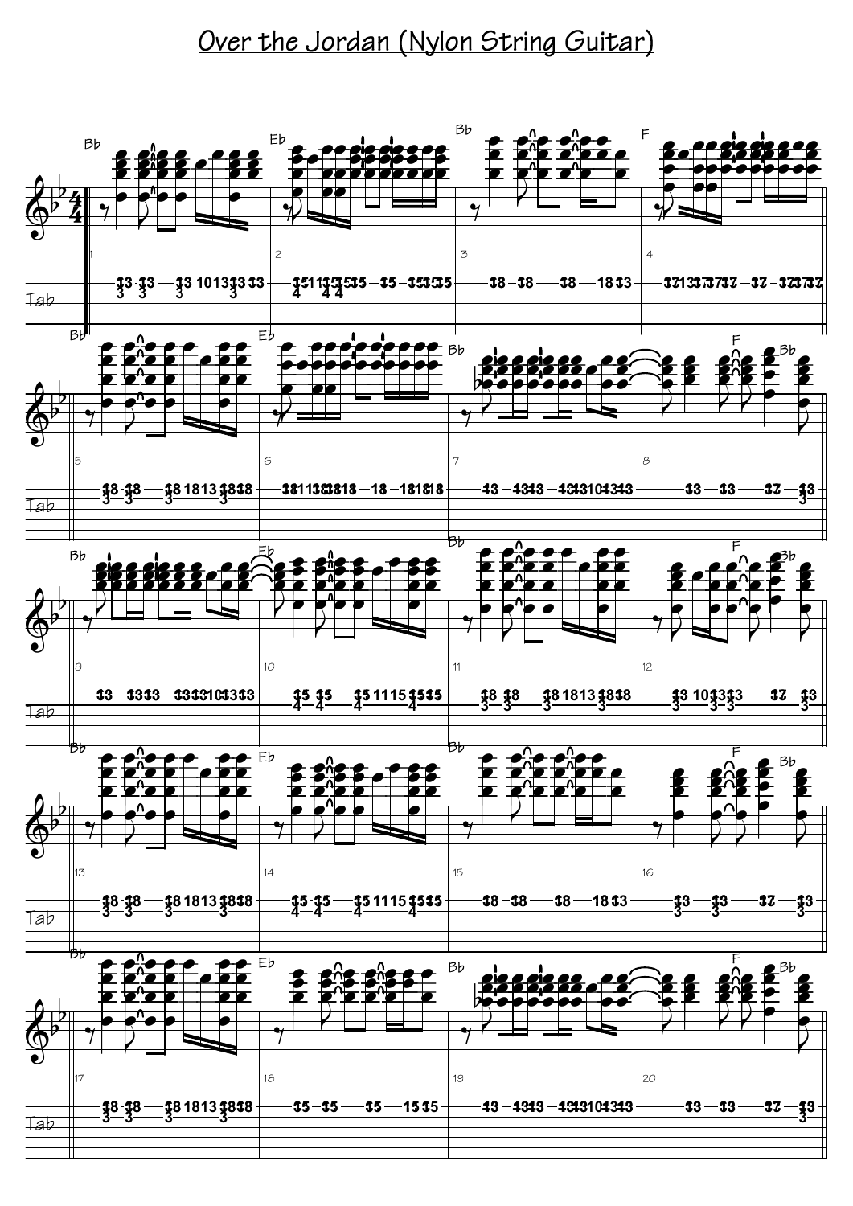# Over the Jordan (Nylon String Guitar)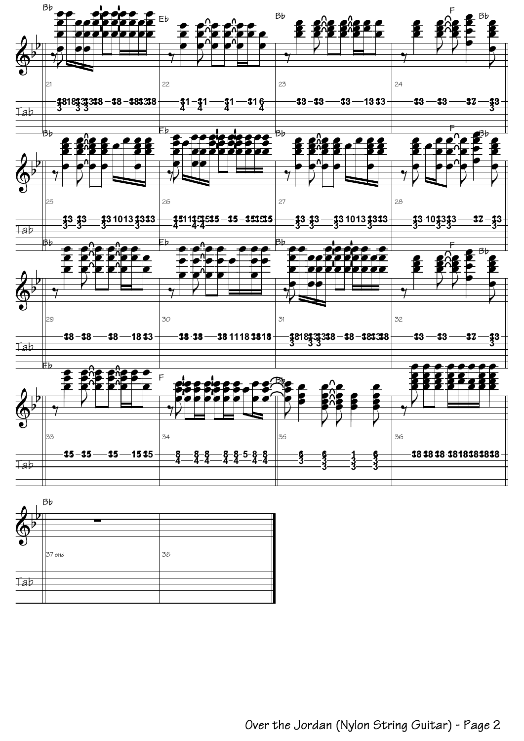Bb

Eb

Bb

F

Bb

21

22

23

24

Bb

Eb

Bb

F

Bb

25

26

27

28

Bb

Eb

Bb

F

Bb

29

30

31

32

Eb

F

Bb

33

34

35

36

Bb

37 end

38